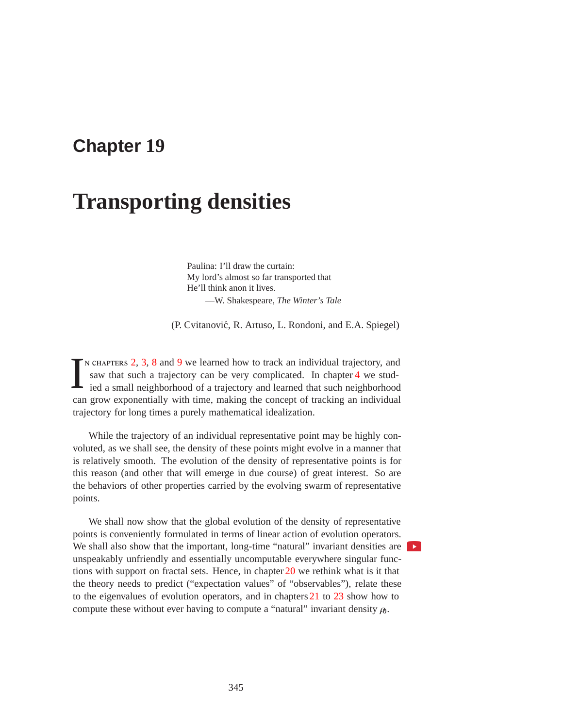# Chapter 19

# Transporting densities

> Paulina: I'll draw the curtain:
> My lord's almost so far transported that
> He'll think anon it lives.
> —W. Shakespeare, *The Winter's Tale*

(P. Cvitanović, R. Artuso, L. Rondoni, and E.A. Spiegel)

In chapters 2, 3, 8 and 9 we learned how to track an individual trajectory, and saw that such a trajectory can be very complicated. In chapter 4 we studied a small neighborhood of a trajectory and learned that such neighborhood can grow exponentially with time, making the concept of tracking an individual trajectory for long times a purely mathematical idealization.

While the trajectory of an individual representative point may be highly convoluted, as we shall see, the density of these points might evolve in a manner that is relatively smooth. The evolution of the density of representative points is for this reason (and other that will emerge in due course) of great interest. So are the behaviors of other properties carried by the evolving swarm of representative points.

We shall now show that the global evolution of the density of representative points is conveniently formulated in terms of linear action of evolution operators. We shall also show that the important, long-time "natural" invariant densities are unspeakably unfriendly and essentially uncomputable everywhere singular functions with support on fractal sets. Hence, in chapter 20 we rethink what is it that the theory needs to predict ("expectation values" of "observables"), relate these to the eigenvalues of evolution operators, and in chapters 21 to 23 show how to compute these without ever having to compute a "natural" invariant density $\rho_0$.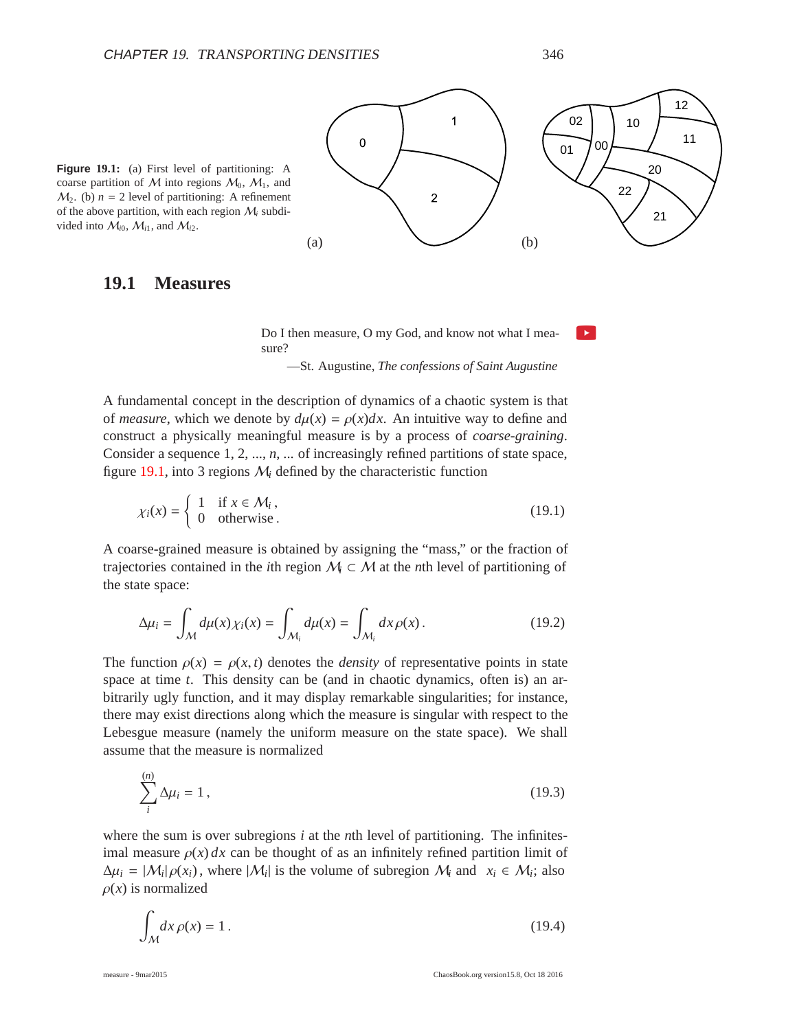**Figure 19.1:** (a) First level of partitioning: A coarse partition of $\mathcal{M}$ into regions $\mathcal{M}_0$, $\mathcal{M}_1$, and $\mathcal{M}_2$. (b) $n = 2$ level of partitioning: A refinement of the above partition, with each region $\mathcal{M}_i$ subdivided into $\mathcal{M}_{i0}$, $\mathcal{M}_{i1}$, and $\mathcal{M}_{i2}$.

## 19.1 Measures

> Do I then measure, O my God, and know not what I measure?
>
> —St. Augustine, *The confessions of Saint Augustine*

A fundamental concept in the description of dynamics of a chaotic system is that of *measure*, which we denote by $d\mu(x) = \rho(x)dx$. An intuitive way to define and construct a physically meaningful measure is by a process of *coarse-graining*. Consider a sequence $1, 2, ..., n, ...$ of increasingly refined partitions of state space, figure 19.1, into 3 regions $\mathcal{M}_i$ defined by the characteristic function

$$\chi_i(x) = \begin{cases} 1 & \text{if } x \in \mathcal{M}_i\,, \\ 0 & \text{otherwise}\,. \end{cases} \tag{19.1}$$

A coarse-grained measure is obtained by assigning the "mass," or the fraction of trajectories contained in the $i$th region $\mathcal{M}_i \subset \mathcal{M}$ at the $n$th level of partitioning of the state space:

$$\Delta\mu_i = \int_{\mathcal{M}} d\mu(x)\,\chi_i(x) = \int_{\mathcal{M}_i} d\mu(x) = \int_{\mathcal{M}_i} dx\,\rho(x)\,. \tag{19.2}$$

The function $\rho(x) = \rho(x,t)$ denotes the *density* of representative points in state space at time $t$. This density can be (and in chaotic dynamics, often is) an arbitrarily ugly function, and it may display remarkable singularities; for instance, there may exist directions along which the measure is singular with respect to the Lebesgue measure (namely the uniform measure on the state space). We shall assume that the measure is normalized

$$\sum_i^{(n)} \Delta\mu_i = 1\,, \tag{19.3}$$

where the sum is over subregions $i$ at the $n$th level of partitioning. The infinitesimal measure $\rho(x)\,dx$ can be thought of as an infinitely refined partition limit of $\Delta\mu_i = |\mathcal{M}_i|\rho(x_i)$, where $|\mathcal{M}_i|$ is the volume of subregion $\mathcal{M}_i$ and $x_i \in \mathcal{M}_i$; also $\rho(x)$ is normalized

$$\int_{\mathcal{M}} dx\,\rho(x) = 1\,. \tag{19.4}$$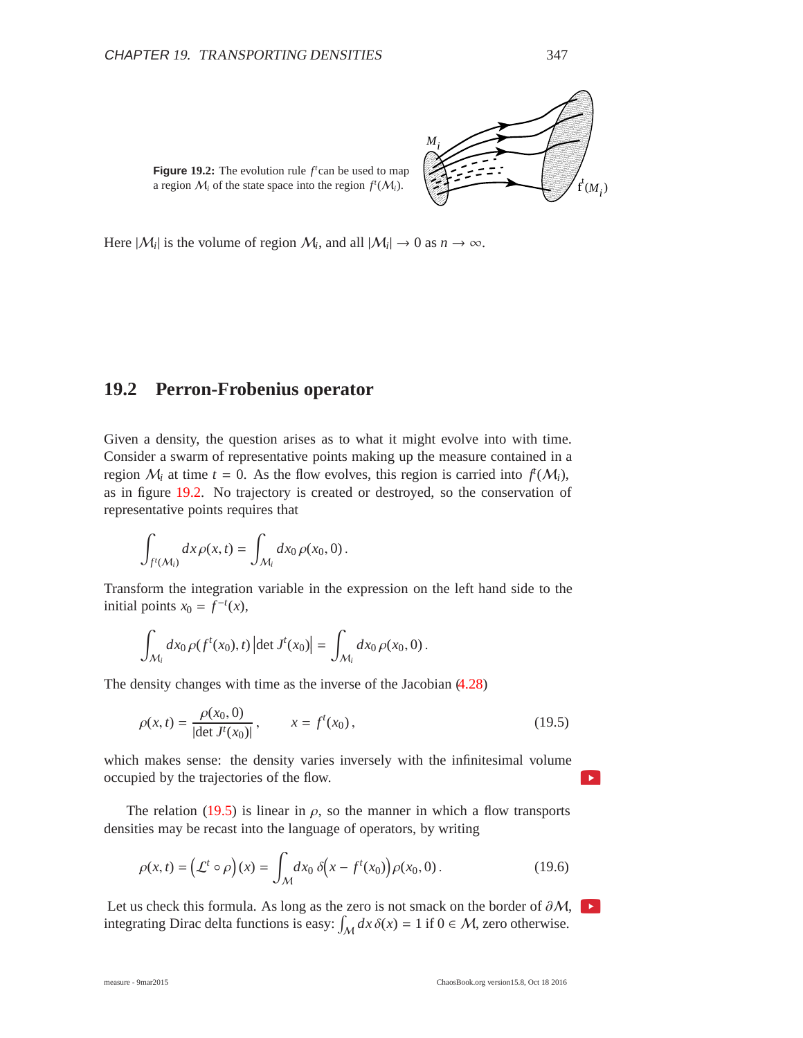**Figure 19.2:** The evolution rule $f^t$can be used to map a region $\mathcal{M}_i$ of the state space into the region $f^t(\mathcal{M}_i)$.

Here $|\mathcal{M}_i|$ is the volume of region $\mathcal{M}_i$, and all $|\mathcal{M}_i| \to 0$ as $n \to \infty$.

## 19.2 Perron-Frobenius operator

Given a density, the question arises as to what it might evolve into with time. Consider a swarm of representative points making up the measure contained in a region $\mathcal{M}_i$ at time $t = 0$. As the flow evolves, this region is carried into $f^t(\mathcal{M}_i)$, as in figure 19.2. No trajectory is created or destroyed, so the conservation of representative points requires that

$$\int_{f^t(\mathcal{M}_i)} dx\, \rho(x,t) = \int_{\mathcal{M}_i} dx_0\, \rho(x_0, 0)\,.$$

Transform the integration variable in the expression on the left hand side to the initial points $x_0 = f^{-t}(x)$,

$$\int_{\mathcal{M}_i} dx_0\, \rho(f^t(x_0), t) \left|\det J^t(x_0)\right| = \int_{\mathcal{M}_i} dx_0\, \rho(x_0, 0)\,.$$

The density changes with time as the inverse of the Jacobian (4.28)

$$\rho(x,t) = \frac{\rho(x_0, 0)}{|\det J^t(x_0)|}\,, \qquad x = f^t(x_0)\,, \tag{19.5}$$

which makes sense: the density varies inversely with the infinitesimal volume occupied by the trajectories of the flow.

The relation (19.5) is linear in $\rho$, so the manner in which a flow transports densities may be recast into the language of operators, by writing

$$\rho(x,t) = \left(\mathcal{L}^t \circ \rho\right)(x) = \int_{\mathcal{M}} dx_0\, \delta\Big(x - f^t(x_0)\Big)\,\rho(x_0, 0)\,. \tag{19.6}$$

Let us check this formula. As long as the zero is not smack on the border of $\partial\mathcal{M}$, integrating Dirac delta functions is easy: $\int_{\mathcal{M}} dx\, \delta(x) = 1$ if $0 \in \mathcal{M}$, zero otherwise.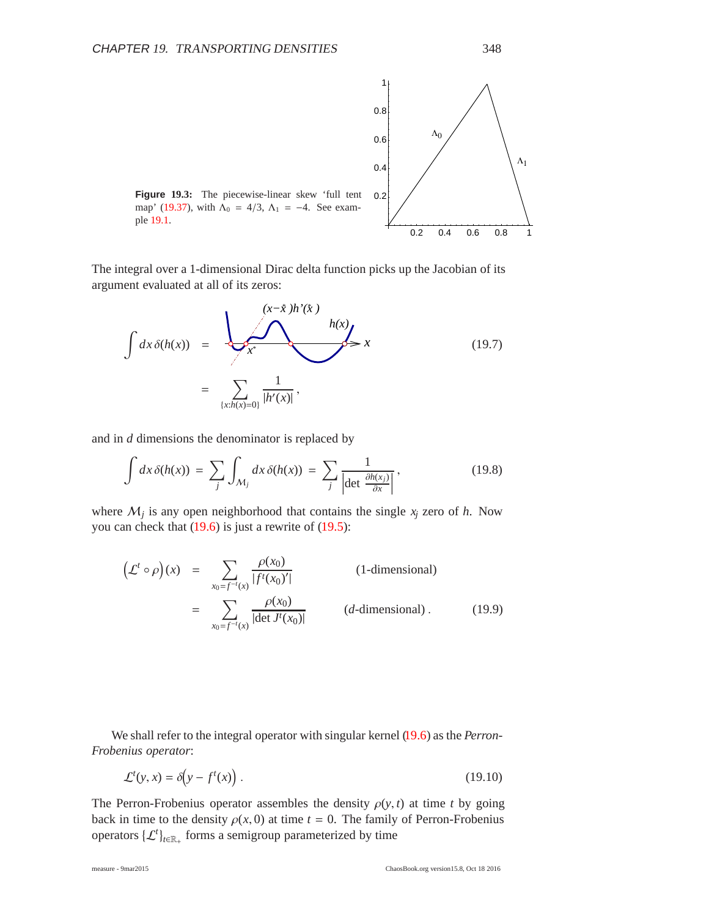**Figure 19.3:** The piecewise-linear skew 'full tent map' (19.37), with $\Lambda_0 = 4/3$, $\Lambda_1 = -4$. See example 19.1.

The integral over a 1-dimensional Dirac delta function picks up the Jacobian of its argument evaluated at all of its zeros:

$$\int dx\, \delta(h(x)) \quad = \quad \sum_{\{x:h(x)=0\}} \frac{1}{|h'(x)|}\,, \tag{19.7}$$

and in $d$ dimensions the denominator is replaced by

$$\int dx\, \delta(h(x)) = \sum_j \int_{\mathcal{M}_j} dx\, \delta(h(x)) = \sum_j \frac{1}{\left|\det \frac{\partial h(x_j)}{\partial x}\right|}\,, \tag{19.8}$$

where $\mathcal{M}_j$ is any open neighborhood that contains the single $x_j$ zero of $h$. Now you can check that (19.6) is just a rewrite of (19.5):

$$\begin{aligned}
\left(\mathcal{L}^t \circ \rho\right)(x) &= \sum_{x_0 = f^{-t}(x)} \frac{\rho(x_0)}{|f^t(x_0)'|} && \text{(1-dimensional)} \\
&= \sum_{x_0 = f^{-t}(x)} \frac{\rho(x_0)}{|\det J^t(x_0)|} && \text{($d$-dimensional)}\,.
\end{aligned} \tag{19.9}$$

We shall refer to the integral operator with singular kernel (19.6) as the *Perron-Frobenius operator*:

$$\mathcal{L}^t(y, x) = \delta\left(y - f^t(x)\right)\,. \tag{19.10}$$

The Perron-Frobenius operator assembles the density $\rho(y, t)$ at time $t$ by going back in time to the density $\rho(x, 0)$ at time $t = 0$. The family of Perron-Frobenius operators $\{\mathcal{L}^t\}_{t\in\mathbb{R}_+}$ forms a semigroup parameterized by time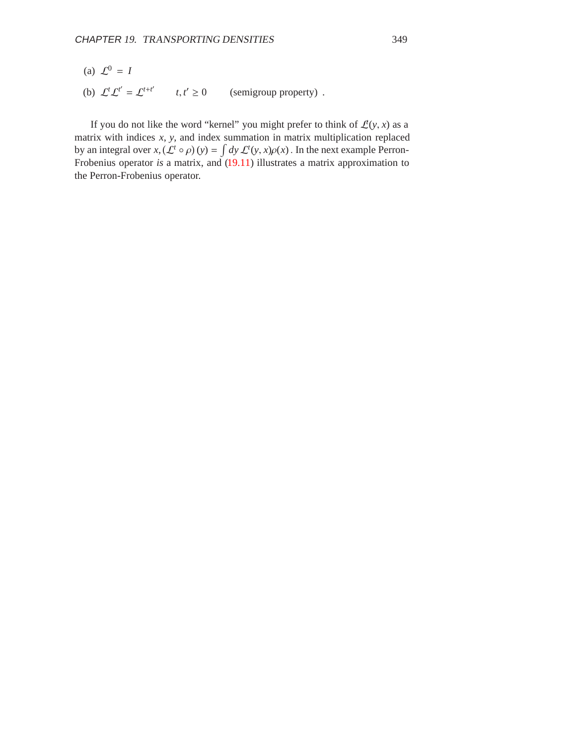(a) $\mathcal{L}^0 = I$

(b) $\mathcal{L}^t \mathcal{L}^{t'} = \mathcal{L}^{t+t'} \qquad t, t' \geq 0 \qquad$ (semigroup property) .

If you do not like the word "kernel" you might prefer to think of $\mathcal{L}^t(y, x)$ as a matrix with indices $x$, $y$, and index summation in matrix multiplication replaced by an integral over $x$, $(\mathcal{L}^t \circ \rho)(y) = \int dy\, \mathcal{L}^t(y, x)\rho(x)$ . In the next example Perron-Frobenius operator *is* a matrix, and (19.11) illustrates a matrix approximation to the Perron-Frobenius operator.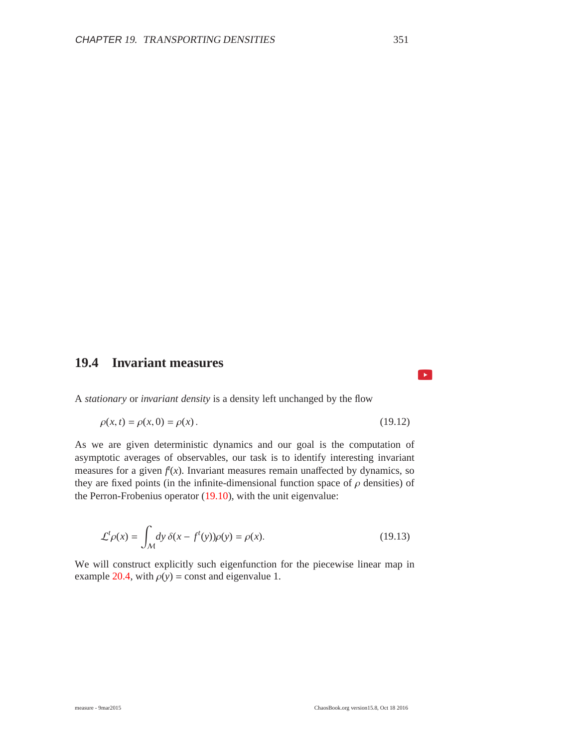## 19.4 Invariant measures

A *stationary* or *invariant density* is a density left unchanged by the flow

$$\rho(x, t) = \rho(x, 0) = \rho(x) \,. \tag{19.12}$$

As we are given deterministic dynamics and our goal is the computation of asymptotic averages of observables, our task is to identify interesting invariant measures for a given $f^t(x)$. Invariant measures remain unaffected by dynamics, so they are fixed points (in the infinite-dimensional function space of $\rho$ densities) of the Perron-Frobenius operator (19.10), with the unit eigenvalue:

$$\mathcal{L}^t \rho(x) = \int_{\mathcal{M}} dy \, \delta(x - f^t(y)) \rho(y) = \rho(x). \tag{19.13}$$

We will construct explicitly such eigenfunction for the piecewise linear map in example 20.4, with $\rho(y) = \text{const}$ and eigenvalue 1.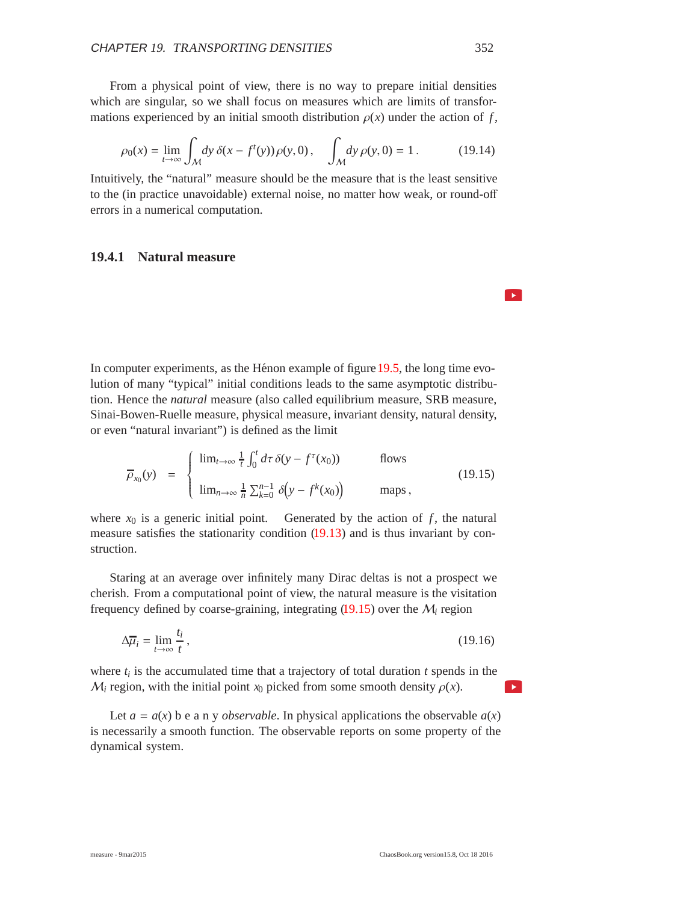From a physical point of view, there is no way to prepare initial densities which are singular, so we shall focus on measures which are limits of transformations experienced by an initial smooth distribution $\rho(x)$ under the action of $f$,

$$\rho_0(x) = \lim_{t\to\infty} \int_{\mathcal{M}} dy\, \delta(x - f^t(y))\, \rho(y, 0)\,, \qquad \int_{\mathcal{M}} dy\, \rho(y, 0) = 1\,. \tag{19.14}$$

Intuitively, the "natural" measure should be the measure that is the least sensitive to the (in practice unavoidable) external noise, no matter how weak, or round-off errors in a numerical computation.

### 19.4.1 Natural measure

In computer experiments, as the Hénon example of figure 19.5, the long time evolution of many "typical" initial conditions leads to the same asymptotic distribution. Hence the *natural* measure (also called equilibrium measure, SRB measure, Sinai-Bowen-Ruelle measure, physical measure, invariant density, natural density, or even "natural invariant") is defined as the limit

$$\overline{\rho}_{x_0}(y) = \begin{cases} \lim_{t\to\infty} \frac{1}{t} \int_0^t d\tau\, \delta(y - f^\tau(x_0)) & \text{flows} \\ \lim_{n\to\infty} \frac{1}{n} \sum_{k=0}^{n-1} \delta\big(y - f^k(x_0)\big) & \text{maps}\,, \end{cases} \tag{19.15}$$

where $x_0$ is a generic initial point. Generated by the action of $f$, the natural measure satisfies the stationarity condition (19.13) and is thus invariant by construction.

Staring at an average over infinitely many Dirac deltas is not a prospect we cherish. From a computational point of view, the natural measure is the visitation frequency defined by coarse-graining, integrating (19.15) over the $\mathcal{M}_i$ region

$$\Delta\overline{\mu}_i = \lim_{t\to\infty} \frac{t_i}{t}\,, \tag{19.16}$$

where $t_i$ is the accumulated time that a trajectory of total duration $t$ spends in the $\mathcal{M}_i$ region, with the initial point $x_0$ picked from some smooth density $\rho(x)$.

Let $a = a(x)$ b e a n y *observable*. In physical applications the observable $a(x)$ is necessarily a smooth function. The observable reports on some property of the dynamical system.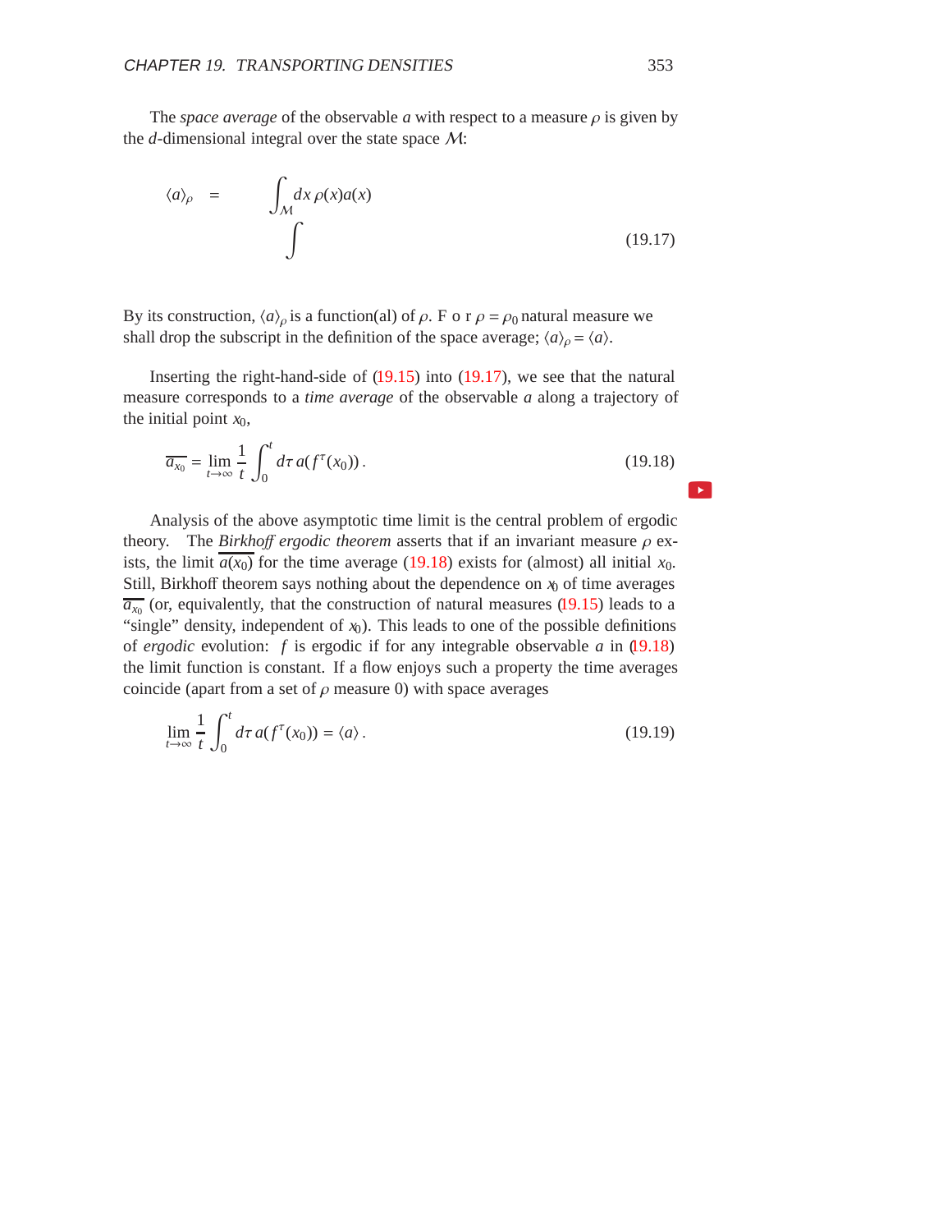The *space average* of the observable $a$ with respect to a measure $\rho$ is given by the $d$-dimensional integral over the state space $\mathcal{M}$:

$$\langle a \rangle_\rho \;=\; \int_{\mathcal{M}} dx\, \rho(x) a(x) \\ \int \tag{19.17}$$

By its construction, $\langle a \rangle_\rho$ is a function(al) of $\rho$. F o r $\rho = \rho_0$ natural measure we shall drop the subscript in the definition of the space average; $\langle a \rangle_\rho = \langle a \rangle$.

Inserting the right-hand-side of (19.15) into (19.17), we see that the natural measure corresponds to a *time average* of the observable $a$ along a trajectory of the initial point $x_0$,

$$\overline{a_{x_0}} = \lim_{t\to\infty} \frac{1}{t} \int_0^t d\tau\, a(f^\tau(x_0))\,. \tag{19.18}$$

Analysis of the above asymptotic time limit is the central problem of ergodic theory. The *Birkhoff ergodic theorem* asserts that if an invariant measure $\rho$ exists, the limit $\overline{a(x_0)}$ for the time average (19.18) exists for (almost) all initial $x_0$. Still, Birkhoff theorem says nothing about the dependence on $x_0$ of time averages $\overline{a_{x_0}}$ (or, equivalently, that the construction of natural measures (19.15) leads to a "single" density, independent of $x_0$). This leads to one of the possible definitions of *ergodic* evolution: $f$ is ergodic if for any integrable observable $a$ in (19.18) the limit function is constant. If a flow enjoys such a property the time averages coincide (apart from a set of $\rho$ measure 0) with space averages

$$\lim_{t\to\infty} \frac{1}{t} \int_0^t d\tau\, a(f^\tau(x_0)) = \langle a \rangle\,. \tag{19.19}$$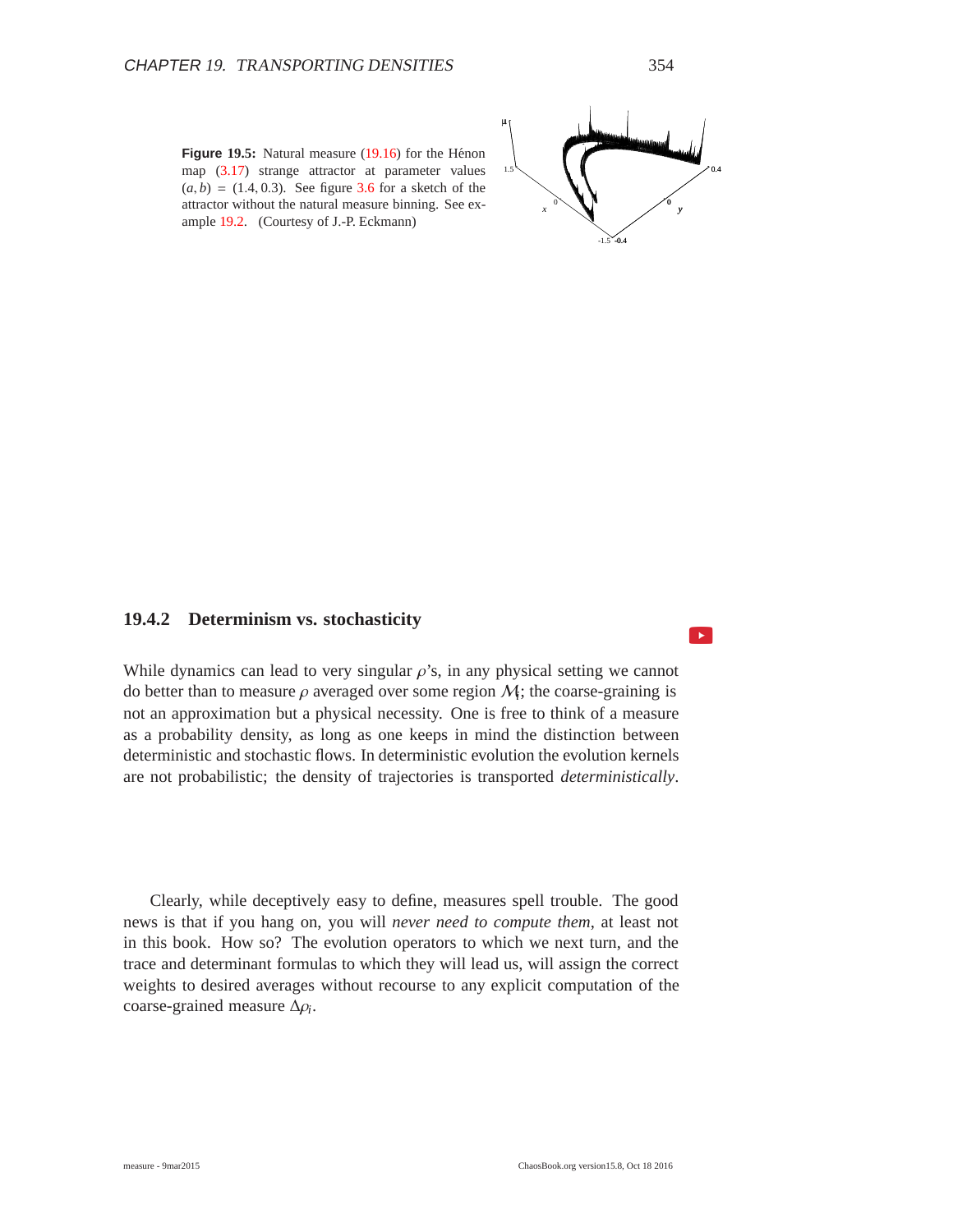**Figure 19.5:** Natural measure (19.16) for the Hénon map (3.17) strange attractor at parameter values $(a, b) = (1.4, 0.3)$. See figure 3.6 for a sketch of the attractor without the natural measure binning. See example 19.2. (Courtesy of J.-P. Eckmann)

### 19.4.2 Determinism vs. stochasticity

While dynamics can lead to very singular $\rho$'s, in any physical setting we cannot do better than to measure $\rho$ averaged over some region $\mathcal{M}_i$; the coarse-graining is not an approximation but a physical necessity. One is free to think of a measure as a probability density, as long as one keeps in mind the distinction between deterministic and stochastic flows. In deterministic evolution the evolution kernels are not probabilistic; the density of trajectories is transported *deterministically*.

Clearly, while deceptively easy to define, measures spell trouble. The good news is that if you hang on, you will *never need to compute them*, at least not in this book. How so? The evolution operators to which we next turn, and the trace and determinant formulas to which they will lead us, will assign the correct weights to desired averages without recourse to any explicit computation of the coarse-grained measure $\Delta\rho_i$.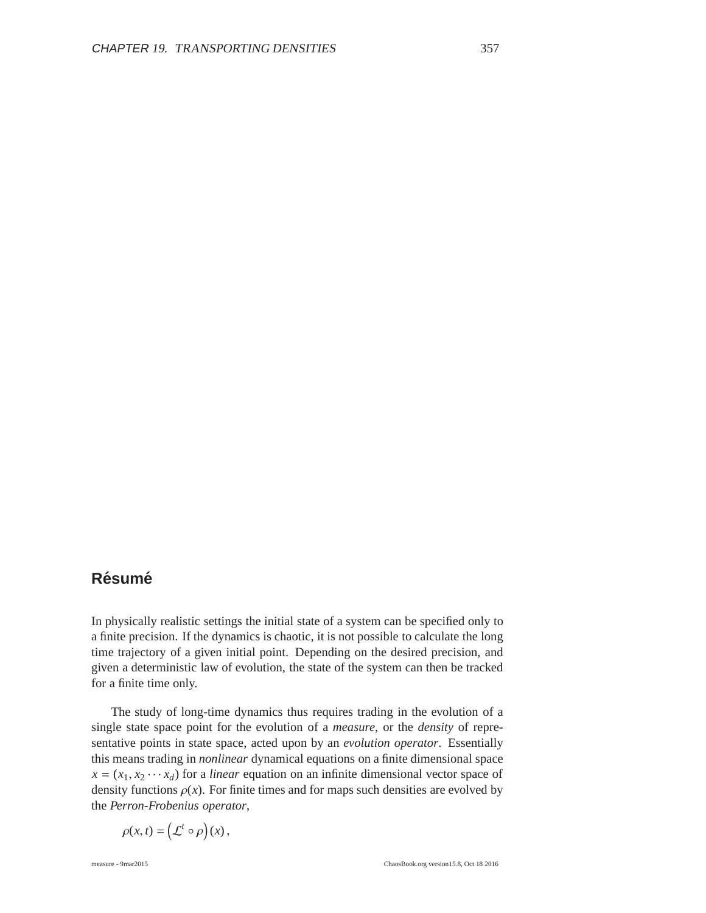## Résumé

In physically realistic settings the initial state of a system can be specified only to a finite precision. If the dynamics is chaotic, it is not possible to calculate the long time trajectory of a given initial point. Depending on the desired precision, and given a deterministic law of evolution, the state of the system can then be tracked for a finite time only.

The study of long-time dynamics thus requires trading in the evolution of a single state space point for the evolution of a *measure*, or the *density* of representative points in state space, acted upon by an *evolution operator*. Essentially this means trading in *nonlinear* dynamical equations on a finite dimensional space $x = (x_1, x_2 \cdots x_d)$ for a *linear* equation on an infinite dimensional vector space of density functions $\rho(x)$. For finite times and for maps such densities are evolved by the *Perron-Frobenius operator*,

$$\rho(x, t) = \left(\mathcal{L}^t \circ \rho\right)(x) \,,$$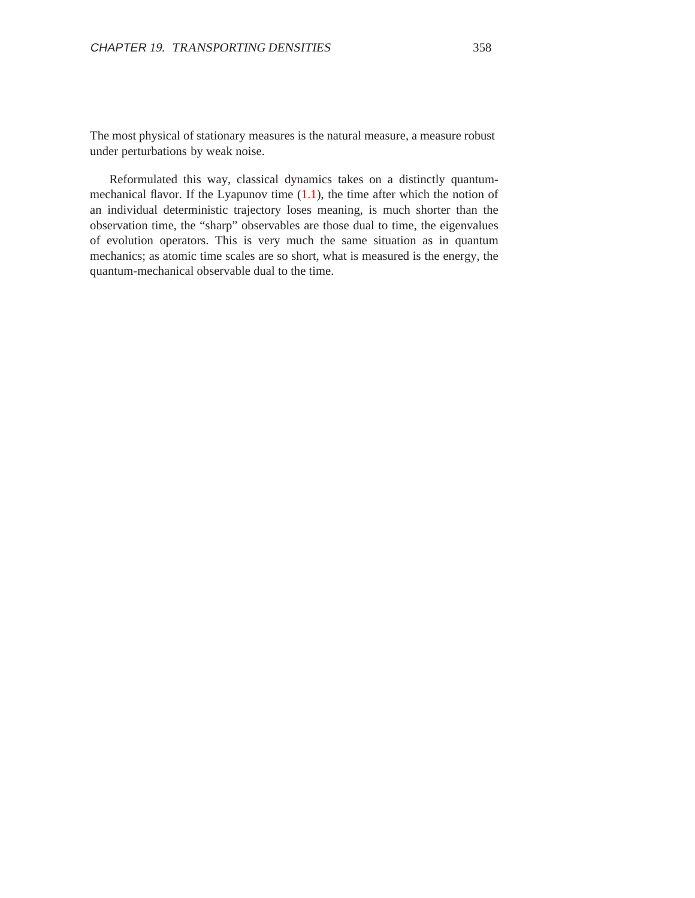The most physical of stationary measures is the natural measure, a measure robust under perturbations by weak noise.

Reformulated this way, classical dynamics takes on a distinctly quantum-mechanical flavor. If the Lyapunov time (1.1), the time after which the notion of an individual deterministic trajectory loses meaning, is much shorter than the observation time, the “sharp” observables are those dual to time, the eigenvalues of evolution operators. This is very much the same situation as in quantum mechanics; as atomic time scales are so short, what is measured is the energy, the quantum-mechanical observable dual to the time.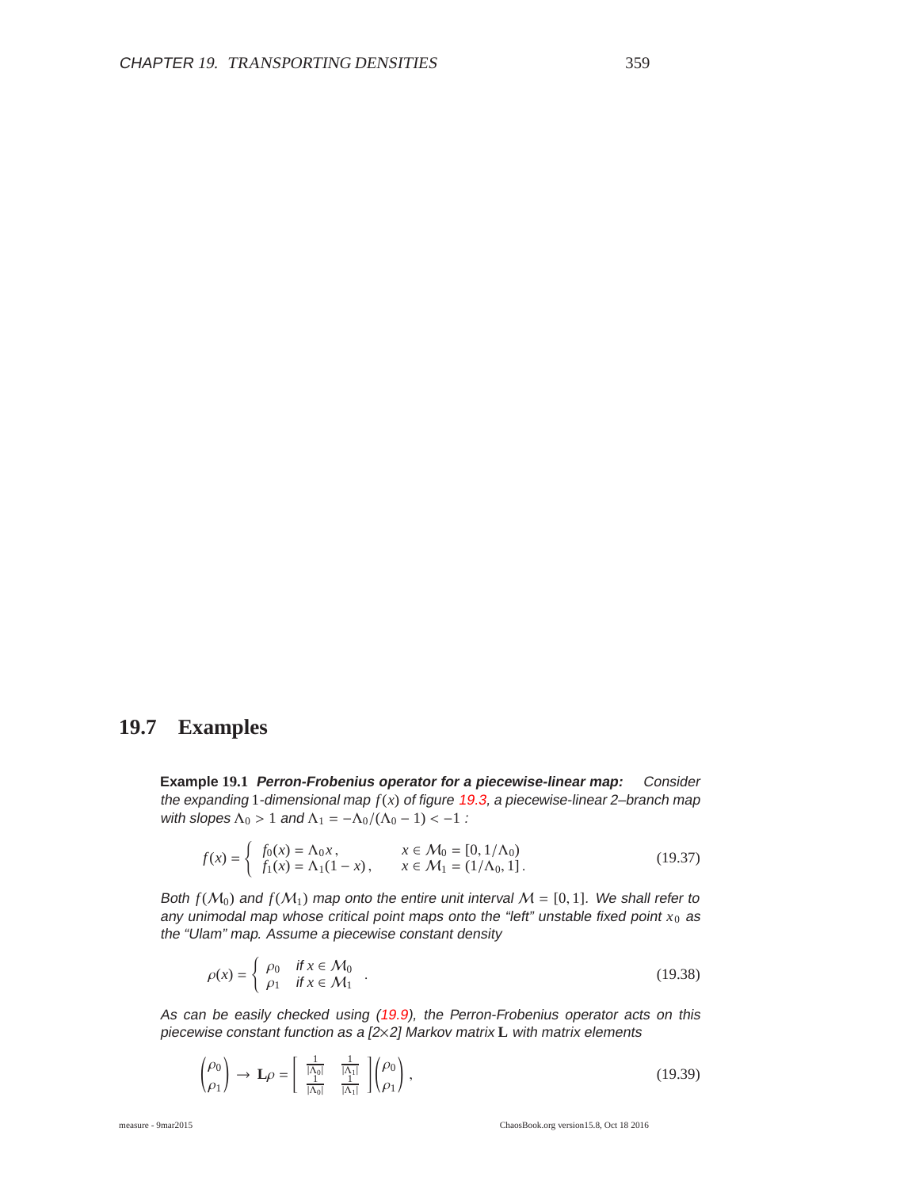## 19.7 Examples

**Example 19.1** ***Perron-Frobenius operator for a piecewise-linear map:*** *Consider the expanding* 1*-dimensional map* $f(x)$ *of figure 19.3, a piecewise-linear 2–branch map with slopes* $\Lambda_0 > 1$ *and* $\Lambda_1 = -\Lambda_0/(\Lambda_0 - 1) < -1$ *:*

$$
f(x) = \begin{cases} f_0(x) = \Lambda_0 x\,, & x \in \mathcal{M}_0 = [0, 1/\Lambda_0) \\ f_1(x) = \Lambda_1(1-x)\,, & x \in \mathcal{M}_1 = (1/\Lambda_0, 1]\,. \end{cases} \tag{19.37}
$$

*Both* $f(\mathcal{M}_0)$ *and* $f(\mathcal{M}_1)$ *map onto the entire unit interval* $\mathcal{M} = [0, 1]$*. We shall refer to any unimodal map whose critical point maps onto the "left" unstable fixed point* $x_0$ *as the "Ulam" map. Assume a piecewise constant density*

$$
\rho(x) = \begin{cases} \rho_0 & \text{if } x \in \mathcal{M}_0 \\ \rho_1 & \text{if } x \in \mathcal{M}_1 \end{cases} \,. \tag{19.38}
$$

*As can be easily checked using (19.9), the Perron-Frobenius operator acts on this piecewise constant function as a [2×2] Markov matrix* $\mathbf{L}$ *with matrix elements*

$$
\begin{pmatrix} \rho_0 \\ \rho_1 \end{pmatrix} \to \mathbf{L}\rho = \begin{bmatrix} \frac{1}{|\Lambda_0|} & \frac{1}{|\Lambda_1|} \\ \frac{1}{|\Lambda_0|} & \frac{1}{|\Lambda_1|} \end{bmatrix} \begin{pmatrix} \rho_0 \\ \rho_1 \end{pmatrix}, \tag{19.39}
$$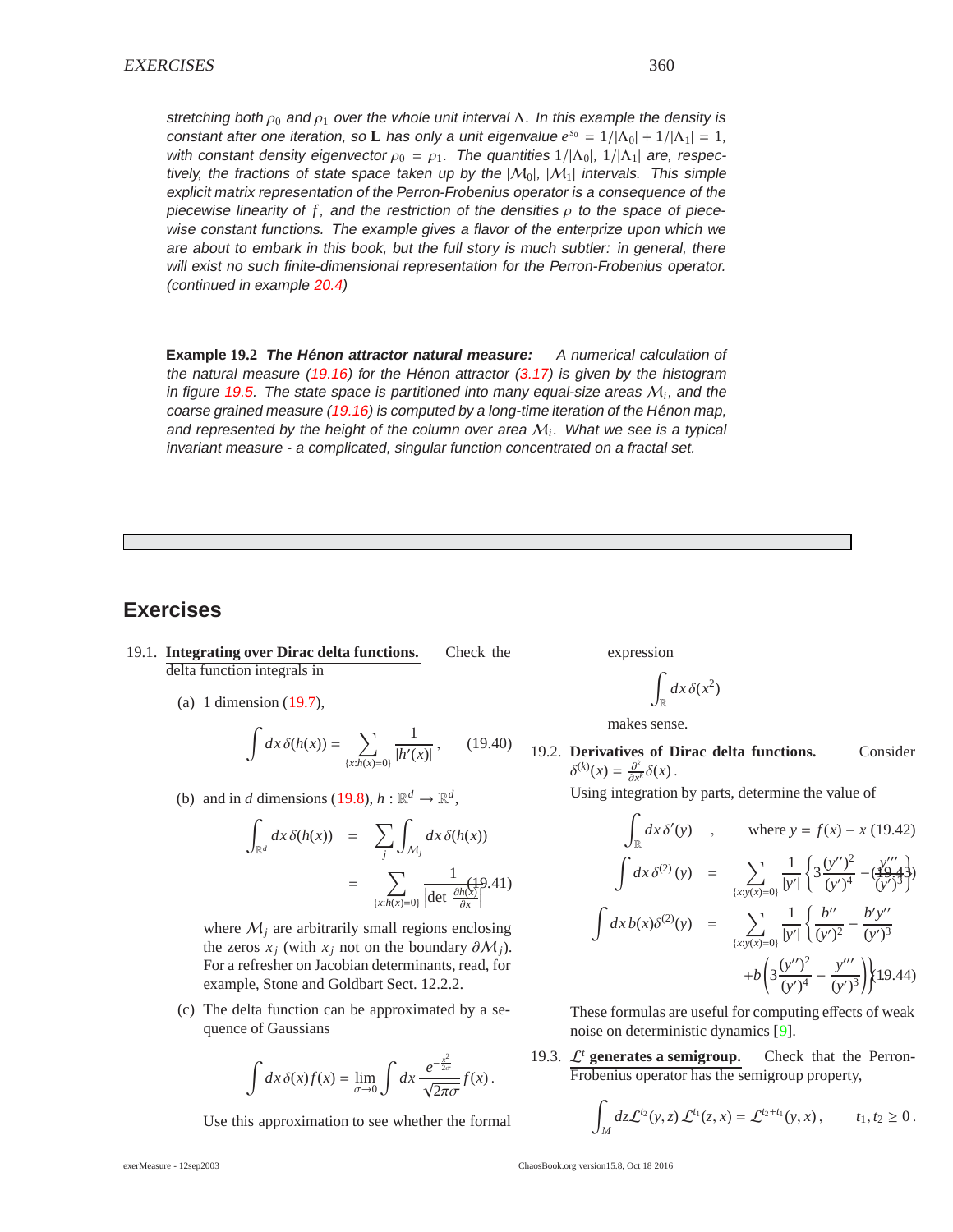*stretching both $\rho_0$ and $\rho_1$ over the whole unit interval $\Lambda$. In this example the density is constant after one iteration, so* $\mathbf{L}$ *has only a unit eigenvalue* $e^{s_0} = 1/|\Lambda_0| + 1/|\Lambda_1| = 1$, *with constant density eigenvector* $\rho_0 = \rho_1$. *The quantities* $1/|\Lambda_0|$, $1/|\Lambda_1|$ *are, respectively, the fractions of state space taken up by the* $|\mathcal{M}_0|$, $|\mathcal{M}_1|$ *intervals. This simple explicit matrix representation of the Perron-Frobenius operator is a consequence of the piecewise linearity of* $f$, *and the restriction of the densities* $\rho$ *to the space of piecewise constant functions. The example gives a flavor of the enterprize upon which we are about to embark in this book, but the full story is much subtler: in general, there will exist no such finite-dimensional representation for the Perron-Frobenius operator. (continued in example 20.4)*

**Example 19.2** ***The Hénon attractor natural measure:*** *A numerical calculation of the natural measure (19.16) for the Hénon attractor (3.17) is given by the histogram in figure 19.5. The state space is partitioned into many equal-size areas* $\mathcal{M}_i$, *and the coarse grained measure (19.16) is computed by a long-time iteration of the Hénon map, and represented by the height of the column over area* $\mathcal{M}_i$. *What we see is a typical invariant measure - a complicated, singular function concentrated on a fractal set.*

## Exercises

19.1. **Integrating over Dirac delta functions.** Check the delta function integrals in

(a) 1 dimension (19.7),

$$\int dx\, \delta(h(x)) = \sum_{\{x:h(x)=0\}} \frac{1}{|h'(x)|}\,, \qquad (19.40)$$

(b) and in $d$ dimensions (19.8), $h : \mathbb{R}^d \to \mathbb{R}^d$,

$$\begin{aligned}\int_{\mathbb{R}^d} dx\, \delta(h(x)) &= \sum_j \int_{\mathcal{M}_j} dx\, \delta(h(x)) \\ &= \sum_{\{x:h(x)=0\}} \frac{1}{\left|\det \frac{\partial h(x)}{\partial x}\right|}. \qquad (19.41)\end{aligned}$$

where $\mathcal{M}_j$ are arbitrarily small regions enclosing the zeros $x_j$ (with $x_j$ not on the boundary $\partial\mathcal{M}_j$). For a refresher on Jacobian determinants, read, for example, Stone and Goldbart Sect. 12.2.2.

(c) The delta function can be approximated by a sequence of Gaussians

$$\int dx\, \delta(x) f(x) = \lim_{\sigma\to 0} \int dx\, \frac{e^{-\frac{x^2}{2\sigma}}}{\sqrt{2\pi\sigma}} f(x)\,.$$

Use this approximation to see whether the formal expression

$$\int_{\mathbb{R}} dx\, \delta(x^2)$$

makes sense.

19.2. **Derivatives of Dirac delta functions.** Consider $\delta^{(k)}(x) = \frac{\partial^k}{\partial x^k}\delta(x)$.

Using integration by parts, determine the value of

$$\int_{\mathbb{R}} dx\, \delta'(y) \quad , \qquad \text{where } y = f(x) - x \quad (19.42)$$

$$\int dx\, \delta^{(2)}(y) = \sum_{\{x:y(x)=0\}} \frac{1}{|y'|}\left\{3\frac{(y'')^2}{(y')^4} - \frac{y'''}{(y')^3}\right\} \quad (19.43)$$

$$\begin{aligned}\int dx\, b(x)\delta^{(2)}(y) &= \sum_{\{x:y(x)=0\}} \frac{1}{|y'|}\left\{\frac{b''}{(y')^2} - \frac{b'y''}{(y')^3}\right. \\ &\left. + b\left(3\frac{(y'')^2}{(y')^4} - \frac{y'''}{(y')^3}\right)\right\} \quad (19.44)\end{aligned}$$

These formulas are useful for computing effects of weak noise on deterministic dynamics [9].

19.3. **$\mathcal{L}^t$ generates a semigroup.** Check that the Perron-Frobenius operator has the semigroup property,

$$\int_M dz \mathcal{L}^{t_2}(y,z)\, \mathcal{L}^{t_1}(z,x) = \mathcal{L}^{t_2+t_1}(y,x)\,, \qquad t_1, t_2 \geq 0\,.$$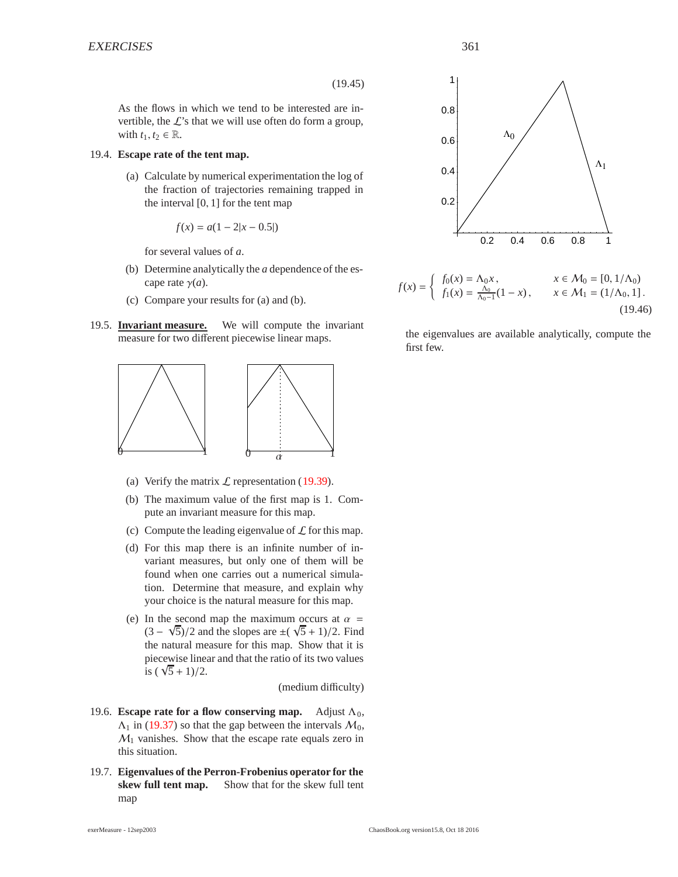$$ \tag{19.45} $$

As the flows in which we tend to be interested are invertible, the $\mathcal{L}$'s that we will use often do form a group, with $t_1, t_2 \in \mathbb{R}$.

19.4. **Escape rate of the tent map.**

(a) Calculate by numerical experimentation the log of the fraction of trajectories remaining trapped in the interval $[0, 1]$ for the tent map

$$ f(x) = a(1 - 2|x - 0.5|) $$

for several values of $a$.

(b) Determine analytically the $a$ dependence of the escape rate $\gamma(a)$.

(c) Compare your results for (a) and (b).

19.5. **Invariant measure.** We will compute the invariant measure for two different piecewise linear maps.

(a) Verify the matrix $\mathcal{L}$ representation (19.39).

(b) The maximum value of the first map is 1. Compute an invariant measure for this map.

(c) Compute the leading eigenvalue of $\mathcal{L}$ for this map.

(d) For this map there is an infinite number of invariant measures, but only one of them will be found when one carries out a numerical simulation. Determine that measure, and explain why your choice is the natural measure for this map.

(e) In the second map the maximum occurs at $\alpha = (3 - \sqrt{5})/2$ and the slopes are $\pm(\sqrt{5} + 1)/2$. Find the natural measure for this map. Show that it is piecewise linear and that the ratio of its two values is $(\sqrt{5} + 1)/2$.

(medium difficulty)

19.6. **Escape rate for a flow conserving map.** Adjust $\Lambda_0$, $\Lambda_1$ in (19.37) so that the gap between the intervals $\mathcal{M}_0$, $\mathcal{M}_1$ vanishes. Show that the escape rate equals zero in this situation.

19.7. **Eigenvalues of the Perron-Frobenius operator for the skew full tent map.** Show that for the skew full tent map

$$ f(x) = \begin{cases} f_0(x) = \Lambda_0 x\,, & x \in \mathcal{M}_0 = [0, 1/\Lambda_0) \\ f_1(x) = \frac{\Lambda_0}{\Lambda_0 - 1}(1 - x)\,, & x \in \mathcal{M}_1 = (1/\Lambda_0, 1]\,. \end{cases} \tag{19.46} $$

the eigenvalues are available analytically, compute the first few.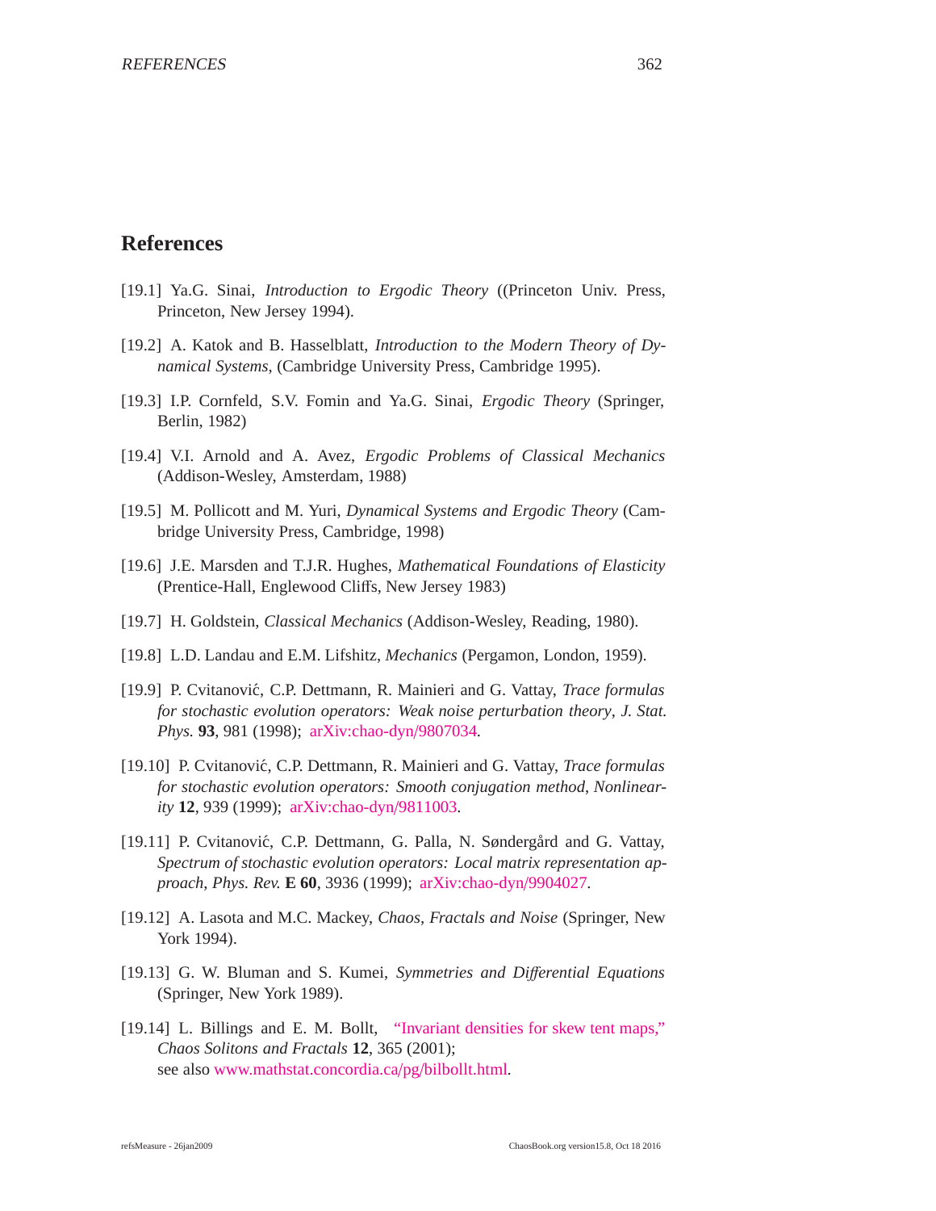## References

[19.1] Ya.G. Sinai, *Introduction to Ergodic Theory* ((Princeton Univ. Press, Princeton, New Jersey 1994).

[19.2] A. Katok and B. Hasselblatt, *Introduction to the Modern Theory of Dynamical Systems*, (Cambridge University Press, Cambridge 1995).

[19.3] I.P. Cornfeld, S.V. Fomin and Ya.G. Sinai, *Ergodic Theory* (Springer, Berlin, 1982)

[19.4] V.I. Arnold and A. Avez, *Ergodic Problems of Classical Mechanics* (Addison-Wesley, Amsterdam, 1988)

[19.5] M. Pollicott and M. Yuri, *Dynamical Systems and Ergodic Theory* (Cambridge University Press, Cambridge, 1998)

[19.6] J.E. Marsden and T.J.R. Hughes, *Mathematical Foundations of Elasticity* (Prentice-Hall, Englewood Cliffs, New Jersey 1983)

[19.7] H. Goldstein, *Classical Mechanics* (Addison-Wesley, Reading, 1980).

[19.8] L.D. Landau and E.M. Lifshitz, *Mechanics* (Pergamon, London, 1959).

[19.9] P. Cvitanović, C.P. Dettmann, R. Mainieri and G. Vattay, *Trace formulas for stochastic evolution operators: Weak noise perturbation theory*, *J. Stat. Phys.* **93**, 981 (1998); arXiv:chao-dyn/9807034.

[19.10] P. Cvitanović, C.P. Dettmann, R. Mainieri and G. Vattay, *Trace formulas for stochastic evolution operators: Smooth conjugation method*, *Nonlinearity* **12**, 939 (1999); arXiv:chao-dyn/9811003.

[19.11] P. Cvitanović, C.P. Dettmann, G. Palla, N. Søndergård and G. Vattay, *Spectrum of stochastic evolution operators: Local matrix representation approach*, *Phys. Rev.* **E 60**, 3936 (1999); arXiv:chao-dyn/9904027.

[19.12] A. Lasota and M.C. Mackey, *Chaos, Fractals and Noise* (Springer, New York 1994).

[19.13] G. W. Bluman and S. Kumei, *Symmetries and Differential Equations* (Springer, New York 1989).

[19.14] L. Billings and E. M. Bollt, "Invariant densities for skew tent maps," *Chaos Solitons and Fractals* **12**, 365 (2001); see also www.mathstat.concordia.ca/pg/bilbollt.html.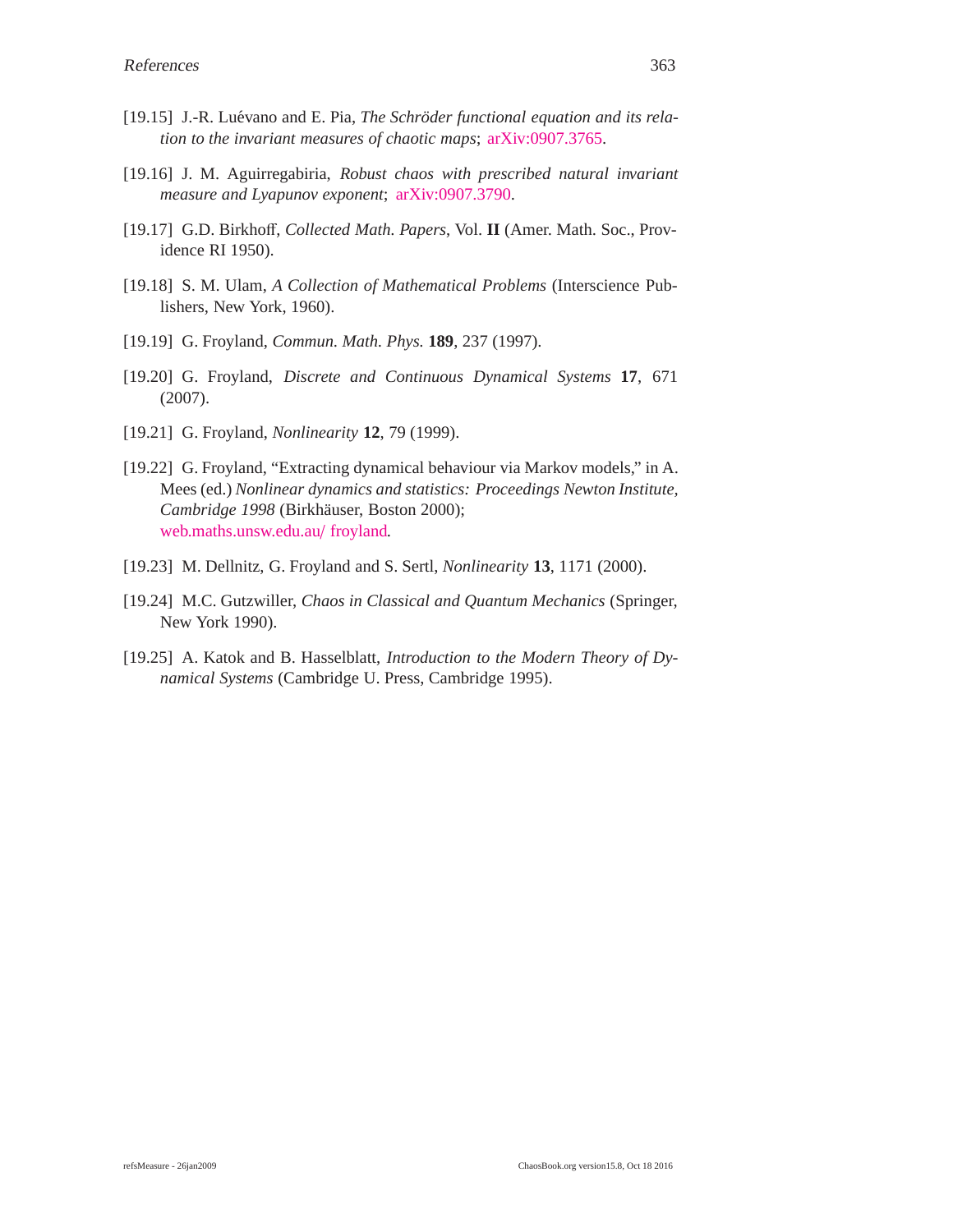[19.15] J.-R. Luévano and E. Pia, *The Schröder functional equation and its relation to the invariant measures of chaotic maps*; arXiv:0907.3765.

[19.16] J. M. Aguirregabiria, *Robust chaos with prescribed natural invariant measure and Lyapunov exponent*; arXiv:0907.3790.

[19.17] G.D. Birkhoff, *Collected Math. Papers*, Vol. **II** (Amer. Math. Soc., Providence RI 1950).

[19.18] S. M. Ulam, *A Collection of Mathematical Problems* (Interscience Publishers, New York, 1960).

[19.19] G. Froyland, *Commun. Math. Phys.* **189**, 237 (1997).

[19.20] G. Froyland, *Discrete and Continuous Dynamical Systems* **17**, 671 (2007).

[19.21] G. Froyland, *Nonlinearity* **12**, 79 (1999).

[19.22] G. Froyland, "Extracting dynamical behaviour via Markov models," in A. Mees (ed.) *Nonlinear dynamics and statistics: Proceedings Newton Institute, Cambridge 1998* (Birkhäuser, Boston 2000); web.maths.unsw.edu.au/ froyland.

[19.23] M. Dellnitz, G. Froyland and S. Sertl, *Nonlinearity* **13**, 1171 (2000).

[19.24] M.C. Gutzwiller, *Chaos in Classical and Quantum Mechanics* (Springer, New York 1990).

[19.25] A. Katok and B. Hasselblatt, *Introduction to the Modern Theory of Dynamical Systems* (Cambridge U. Press, Cambridge 1995).